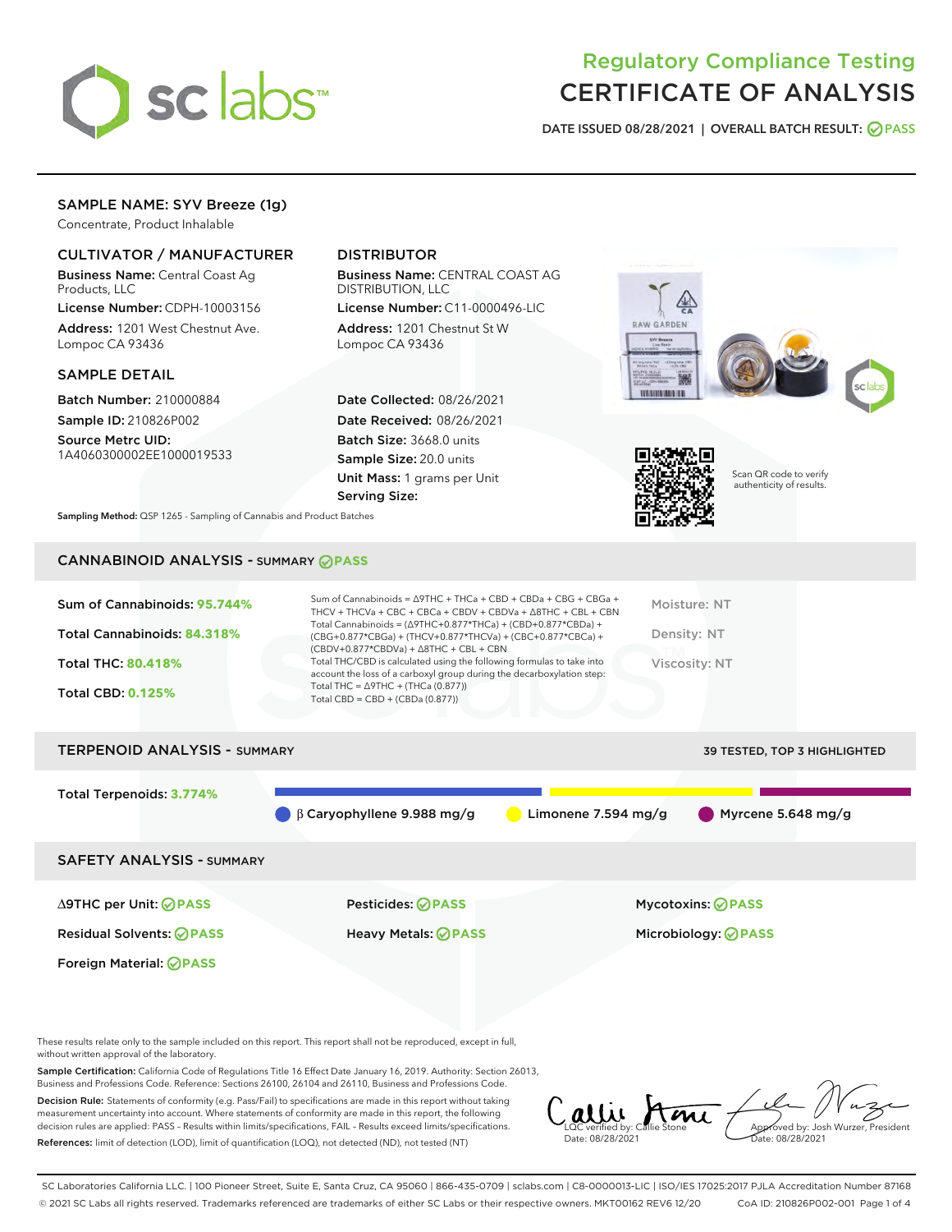# Regulatory Compliance Testing
# CERTIFICATE OF ANALYSIS

DATE ISSUED 08/28/2021 | OVERALL BATCH RESULT: PASS

## SAMPLE NAME: SYV Breeze (1g)

Concentrate, Product Inhalable

### CULTIVATOR / MANUFACTURER

**Business Name:** Central Coast Ag Products, LLC

**License Number:** CDPH-10003156

**Address:** 1201 West Chestnut Ave. Lompoc CA 93436

### DISTRIBUTOR

**Business Name:** CENTRAL COAST AG DISTRIBUTION, LLC

**License Number:** C11-0000496-LIC

**Address:** 1201 Chestnut St W Lompoc CA 93436

### SAMPLE DETAIL

**Batch Number:** 210000884

**Sample ID:** 210826P002

**Source Metrc UID:** 1A4060300002EE1000019533

**Date Collected:** 08/26/2021

**Date Received:** 08/26/2021

**Batch Size:** 3668.0 units

**Sample Size:** 20.0 units

**Unit Mass:** 1 grams per Unit

**Serving Size:**

Scan QR code to verify authenticity of results.

**Sampling Method:** QSP 1265 - Sampling of Cannabis and Product Batches

## CANNABINOID ANALYSIS - SUMMARY PASS

Sum of Cannabinoids: **95.744%**

Total Cannabinoids: **84.318%**

Total THC: **80.418%**

Total CBD: **0.125%**

Sum of Cannabinoids = Δ9THC + THCa + CBD + CBDa + CBG + CBGa + THCV + THCVa + CBC + CBCa + CBDV + CBDVa + Δ8THC + CBL + CBN

Total Cannabinoids = (Δ9THC+0.877*THCa) + (CBD+0.877*CBDa) + (CBG+0.877*CBGa) + (THCV+0.877*THCVa) + (CBC+0.877*CBCa) + (CBDV+0.877*CBDVa) + Δ8THC + CBL + CBN

Total THC/CBD is calculated using the following formulas to take into account the loss of a carboxyl group during the decarboxylation step:

Total THC = Δ9THC + (THCa (0.877))

Total CBD = CBD + (CBDa (0.877))

Moisture: NT

Density: NT

Viscosity: NT

## TERPENOID ANALYSIS - SUMMARY

39 TESTED, TOP 3 HIGHLIGHTED

Total Terpenoids: **3.774%**

β Caryophyllene 9.988 mg/g | Limonene 7.594 mg/g | Myrcene 5.648 mg/g

## SAFETY ANALYSIS - SUMMARY

| | | |
|---|---|---|
| Δ9THC per Unit: PASS | Pesticides: PASS | Mycotoxins: PASS |
| Residual Solvents: PASS | Heavy Metals: PASS | Microbiology: PASS |
| Foreign Material: PASS | | |

These results relate only to the sample included on this report. This report shall not be reproduced, except in full, without written approval of the laboratory.

**Sample Certification:** California Code of Regulations Title 16 Effect Date January 16, 2019. Authority: Section 26013, Business and Professions Code. Reference: Sections 26100, 26104 and 26110, Business and Professions Code.

**Decision Rule:** Statements of conformity (e.g. Pass/Fail) to specifications are made in this report without taking measurement uncertainty into account. Where statements of conformity are made in this report, the following decision rules are applied: PASS – Results within limits/specifications, FAIL – Results exceed limits/specifications.

**References:** limit of detection (LOD), limit of quantification (LOQ), not detected (ND), not tested (NT)

LQC verified by: Callie Stone
Date: 08/28/2021

Approved by: Josh Wurzer, President
Date: 08/28/2021

SC Laboratories California LLC. | 100 Pioneer Street, Suite E, Santa Cruz, CA 95060 | 866-435-0709 | sclabs.com | C8-0000013-LIC | ISO/IES 17025:2017 PJLA Accreditation Number 87168

© 2021 SC Labs all rights reserved. Trademarks referenced are trademarks of either SC Labs or their respective owners. MKT00162 REV6 12/20 CoA ID: 210826P002-001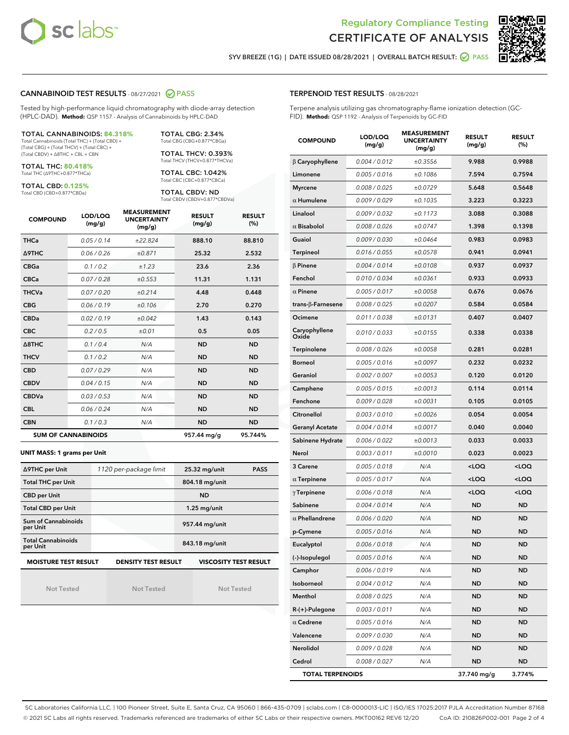# Regulatory Compliance Testing
# CERTIFICATE OF ANALYSIS

SYV BREEZE (1G) | DATE ISSUED 08/28/2021 | OVERALL BATCH RESULT: PASS

## CANNABINOID TEST RESULTS - 08/27/2021 PASS

Tested by high-performance liquid chromatography with diode-array detection (HPLC-DAD). **Method:** QSP 1157 - Analysis of Cannabinoids by HPLC-DAD

**TOTAL CANNABINOIDS: 84.318%**
Total Cannabinoids (Total THC) + (Total CBD) + (Total CBG) + (Total THCV) + (Total CBC) + (Total CBDV) + Δ8THC + CBL + CBN

**TOTAL THC: 80.418%**
Total THC (Δ9THC+0.877*THCa)

**TOTAL CBD: 0.125%**
Total CBD (CBD+0.877*CBDa)

**TOTAL CBG: 2.34%**
Total CBG (CBG+0.877*CBGa)

**TOTAL THCV: 0.393%**
Total THCV (THCV+0.877*THCVa)

**TOTAL CBC: 1.042%**
Total CBC (CBC+0.877*CBCa)

**TOTAL CBDV: ND**
Total CBDV (CBDV+0.877*CBDVa)

| COMPOUND | LOD/LOQ (mg/g) | MEASUREMENT UNCERTAINTY (mg/g) | RESULT (mg/g) | RESULT (%) |
|---|---|---|---|---|
| THCa | 0.05 / 0.14 | ±22.824 | 888.10 | 88.810 |
| Δ9THC | 0.06 / 0.26 | ±0.871 | 25.32 | 2.532 |
| CBGa | 0.1 / 0.2 | ±1.23 | 23.6 | 2.36 |
| CBCa | 0.07 / 0.28 | ±0.553 | 11.31 | 1.131 |
| THCVa | 0.07 / 0.20 | ±0.214 | 4.48 | 0.448 |
| CBG | 0.06 / 0.19 | ±0.106 | 2.70 | 0.270 |
| CBDa | 0.02 / 0.19 | ±0.042 | 1.43 | 0.143 |
| CBC | 0.2 / 0.5 | ±0.01 | 0.5 | 0.05 |
| Δ8THC | 0.1 / 0.4 | N/A | ND | ND |
| THCV | 0.1 / 0.2 | N/A | ND | ND |
| CBD | 0.07 / 0.29 | N/A | ND | ND |
| CBDV | 0.04 / 0.15 | N/A | ND | ND |
| CBDVa | 0.03 / 0.53 | N/A | ND | ND |
| CBL | 0.06 / 0.24 | N/A | ND | ND |
| CBN | 0.1 / 0.3 | N/A | ND | ND |
| **SUM OF CANNABINOIDS** | | | **957.44 mg/g** | **95.744%** |

### UNIT MASS: 1 grams per Unit

| | | | |
|---|---|---|---|
| Δ9THC per Unit | 1120 per-package limit | 25.32 mg/unit | PASS |
| Total THC per Unit | | 804.18 mg/unit | |
| CBD per Unit | | ND | |
| Total CBD per Unit | | 1.25 mg/unit | |
| Sum of Cannabinoids per Unit | | 957.44 mg/unit | |
| Total Cannabinoids per Unit | | 843.18 mg/unit | |

| MOISTURE TEST RESULT | DENSITY TEST RESULT | VISCOSITY TEST RESULT |
|---|---|---|
| Not Tested | Not Tested | Not Tested |

## TERPENOID TEST RESULTS - 08/28/2021

Terpene analysis utilizing gas chromatography-flame ionization detection (GC-FID). **Method:** QSP 1192 - Analysis of Terpenoids by GC-FID

| COMPOUND | LOD/LOQ (mg/g) | MEASUREMENT UNCERTAINTY (mg/g) | RESULT (mg/g) | RESULT (%) |
|---|---|---|---|---|
| β Caryophyllene | 0.004 / 0.012 | ±0.3556 | 9.988 | 0.9988 |
| Limonene | 0.005 / 0.016 | ±0.1086 | 7.594 | 0.7594 |
| Myrcene | 0.008 / 0.025 | ±0.0729 | 5.648 | 0.5648 |
| α Humulene | 0.009 / 0.029 | ±0.1035 | 3.223 | 0.3223 |
| Linalool | 0.009 / 0.032 | ±0.1173 | 3.088 | 0.3088 |
| α Bisabolol | 0.008 / 0.026 | ±0.0747 | 1.398 | 0.1398 |
| Guaiol | 0.009 / 0.030 | ±0.0464 | 0.983 | 0.0983 |
| Terpineol | 0.016 / 0.055 | ±0.0578 | 0.941 | 0.0941 |
| β Pinene | 0.004 / 0.014 | ±0.0108 | 0.937 | 0.0937 |
| Fenchol | 0.010 / 0.034 | ±0.0361 | 0.933 | 0.0933 |
| α Pinene | 0.005 / 0.017 | ±0.0058 | 0.676 | 0.0676 |
| trans-β-Farnesene | 0.008 / 0.025 | ±0.0207 | 0.584 | 0.0584 |
| Ocimene | 0.011 / 0.038 | ±0.0131 | 0.407 | 0.0407 |
| Caryophyllene Oxide | 0.010 / 0.033 | ±0.0155 | 0.338 | 0.0338 |
| Terpinolene | 0.008 / 0.026 | ±0.0058 | 0.281 | 0.0281 |
| Borneol | 0.005 / 0.016 | ±0.0097 | 0.232 | 0.0232 |
| Geraniol | 0.002 / 0.007 | ±0.0053 | 0.120 | 0.0120 |
| Camphene | 0.005 / 0.015 | ±0.0013 | 0.114 | 0.0114 |
| Fenchone | 0.009 / 0.028 | ±0.0031 | 0.105 | 0.0105 |
| Citronellol | 0.003 / 0.010 | ±0.0026 | 0.054 | 0.0054 |
| Geranyl Acetate | 0.004 / 0.014 | ±0.0017 | 0.040 | 0.0040 |
| Sabinene Hydrate | 0.006 / 0.022 | ±0.0013 | 0.033 | 0.0033 |
| Nerol | 0.003 / 0.011 | ±0.0010 | 0.023 | 0.0023 |
| 3 Carene | 0.005 / 0.018 | N/A | <LOQ | <LOQ |
| α Terpinene | 0.005 / 0.017 | N/A | <LOQ | <LOQ |
| γ Terpinene | 0.006 / 0.018 | N/A | <LOQ | <LOQ |
| Sabinene | 0.004 / 0.014 | N/A | ND | ND |
| α Phellandrene | 0.006 / 0.020 | N/A | ND | ND |
| p-Cymene | 0.005 / 0.016 | N/A | ND | ND |
| Eucalyptol | 0.006 / 0.018 | N/A | ND | ND |
| (-)-Isopulegol | 0.005 / 0.016 | N/A | ND | ND |
| Camphor | 0.006 / 0.019 | N/A | ND | ND |
| Isoborneol | 0.004 / 0.012 | N/A | ND | ND |
| Menthol | 0.008 / 0.025 | N/A | ND | ND |
| R-(+)-Pulegone | 0.003 / 0.011 | N/A | ND | ND |
| α Cedrene | 0.005 / 0.016 | N/A | ND | ND |
| Valencene | 0.009 / 0.030 | N/A | ND | ND |
| Nerolidol | 0.009 / 0.028 | N/A | ND | ND |
| Cedrol | 0.008 / 0.027 | N/A | ND | ND |
| **TOTAL TERPENOIDS** | | | **37.740 mg/g** | **3.774%** |

SC Laboratories California LLC. | 100 Pioneer Street, Suite E, Santa Cruz, CA 95060 | 866-435-0709 | sclabs.com | C8-0000013-LIC | ISO/IES 17025:2017 PJLA Accreditation Number 87168
© 2021 SC Labs all rights reserved. Trademarks referenced are trademarks of either SC Labs or their respective owners. MKT00162 REV6 12/20 CoA ID: 210826P002-001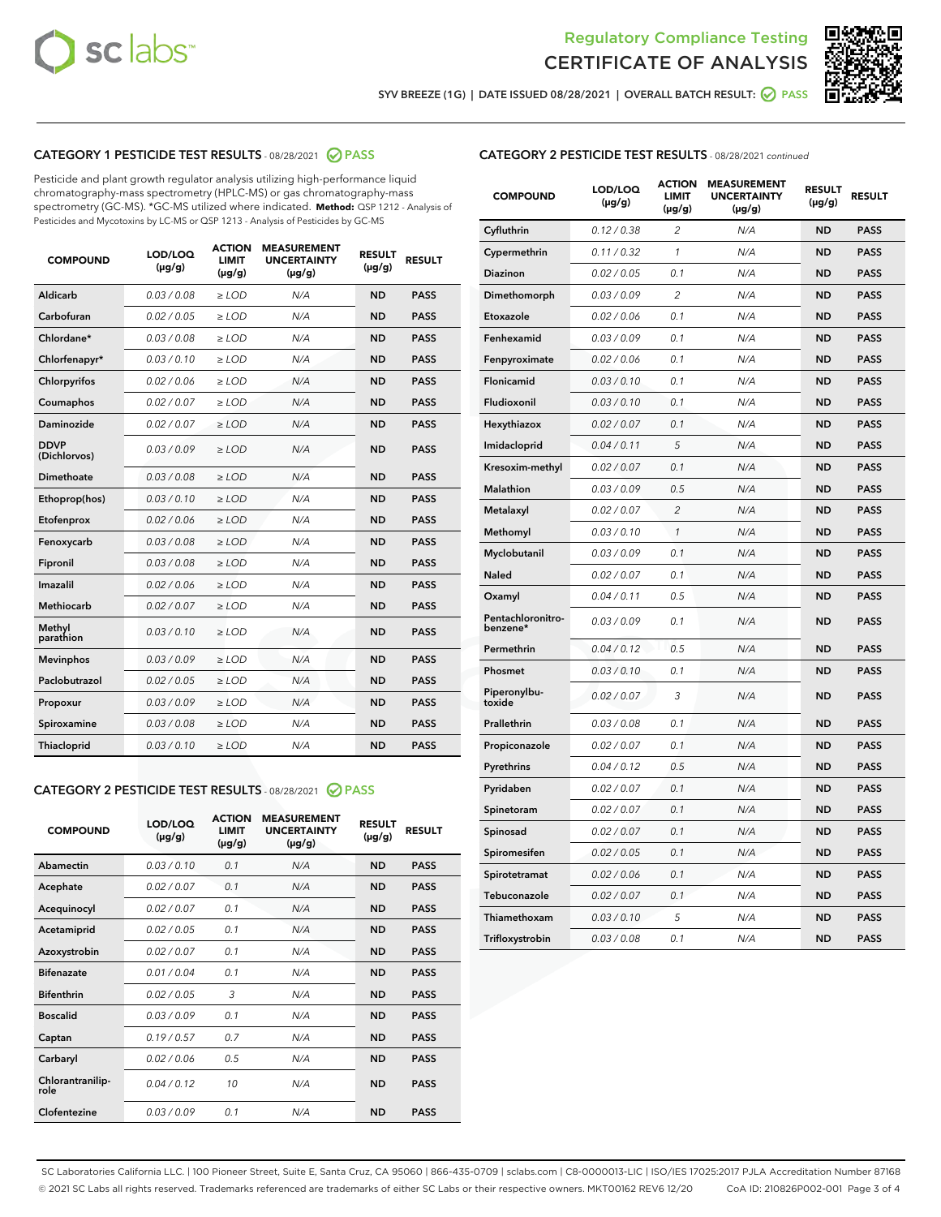Regulatory Compliance Testing
CERTIFICATE OF ANALYSIS

SYV BREEZE (1G) | DATE ISSUED 08/28/2021 | OVERALL BATCH RESULT: PASS

## CATEGORY 1 PESTICIDE TEST RESULTS - 08/28/2021 PASS

Pesticide and plant growth regulator analysis utilizing high-performance liquid chromatography-mass spectrometry (HPLC-MS) or gas chromatography-mass spectrometry (GC-MS). *GC-MS utilized where indicated. **Method:** QSP 1212 - Analysis of Pesticides and Mycotoxins by LC-MS or QSP 1213 - Analysis of Pesticides by GC-MS

| COMPOUND | LOD/LOQ (µg/g) | ACTION LIMIT (µg/g) | MEASUREMENT UNCERTAINTY (µg/g) | RESULT (µg/g) | RESULT |
|---|---|---|---|---|---|
| Aldicarb | 0.03 / 0.08 | ≥ LOD | N/A | ND | PASS |
| Carbofuran | 0.02 / 0.05 | ≥ LOD | N/A | ND | PASS |
| Chlordane* | 0.03 / 0.08 | ≥ LOD | N/A | ND | PASS |
| Chlorfenapyr* | 0.03 / 0.10 | ≥ LOD | N/A | ND | PASS |
| Chlorpyrifos | 0.02 / 0.06 | ≥ LOD | N/A | ND | PASS |
| Coumaphos | 0.02 / 0.07 | ≥ LOD | N/A | ND | PASS |
| Daminozide | 0.02 / 0.07 | ≥ LOD | N/A | ND | PASS |
| DDVP (Dichlorvos) | 0.03 / 0.09 | ≥ LOD | N/A | ND | PASS |
| Dimethoate | 0.03 / 0.08 | ≥ LOD | N/A | ND | PASS |
| Ethoprop(hos) | 0.03 / 0.10 | ≥ LOD | N/A | ND | PASS |
| Etofenprox | 0.02 / 0.06 | ≥ LOD | N/A | ND | PASS |
| Fenoxycarb | 0.03 / 0.08 | ≥ LOD | N/A | ND | PASS |
| Fipronil | 0.03 / 0.08 | ≥ LOD | N/A | ND | PASS |
| Imazalil | 0.02 / 0.06 | ≥ LOD | N/A | ND | PASS |
| Methiocarb | 0.02 / 0.07 | ≥ LOD | N/A | ND | PASS |
| Methyl parathion | 0.03 / 0.10 | ≥ LOD | N/A | ND | PASS |
| Mevinphos | 0.03 / 0.09 | ≥ LOD | N/A | ND | PASS |
| Paclobutrazol | 0.02 / 0.05 | ≥ LOD | N/A | ND | PASS |
| Propoxur | 0.03 / 0.09 | ≥ LOD | N/A | ND | PASS |
| Spiroxamine | 0.03 / 0.08 | ≥ LOD | N/A | ND | PASS |
| Thiacloprid | 0.03 / 0.10 | ≥ LOD | N/A | ND | PASS |

## CATEGORY 2 PESTICIDE TEST RESULTS - 08/28/2021 PASS

| COMPOUND | LOD/LOQ (µg/g) | ACTION LIMIT (µg/g) | MEASUREMENT UNCERTAINTY (µg/g) | RESULT (µg/g) | RESULT |
|---|---|---|---|---|---|
| Abamectin | 0.03 / 0.10 | 0.1 | N/A | ND | PASS |
| Acephate | 0.02 / 0.07 | 0.1 | N/A | ND | PASS |
| Acequinocyl | 0.02 / 0.07 | 0.1 | N/A | ND | PASS |
| Acetamiprid | 0.02 / 0.05 | 0.1 | N/A | ND | PASS |
| Azoxystrobin | 0.02 / 0.07 | 0.1 | N/A | ND | PASS |
| Bifenazate | 0.01 / 0.04 | 0.1 | N/A | ND | PASS |
| Bifenthrin | 0.02 / 0.05 | 3 | N/A | ND | PASS |
| Boscalid | 0.03 / 0.09 | 0.1 | N/A | ND | PASS |
| Captan | 0.19 / 0.57 | 0.7 | N/A | ND | PASS |
| Carbaryl | 0.02 / 0.06 | 0.5 | N/A | ND | PASS |
| Chlorantraniliprole | 0.04 / 0.12 | 10 | N/A | ND | PASS |
| Clofentezine | 0.03 / 0.09 | 0.1 | N/A | ND | PASS |
| Cyfluthrin | 0.12 / 0.38 | 2 | N/A | ND | PASS |
| Cypermethrin | 0.11 / 0.32 | 1 | N/A | ND | PASS |
| Diazinon | 0.02 / 0.05 | 0.1 | N/A | ND | PASS |
| Dimethomorph | 0.03 / 0.09 | 2 | N/A | ND | PASS |
| Etoxazole | 0.02 / 0.06 | 0.1 | N/A | ND | PASS |
| Fenhexamid | 0.03 / 0.09 | 0.1 | N/A | ND | PASS |
| Fenpyroximate | 0.02 / 0.06 | 0.1 | N/A | ND | PASS |
| Flonicamid | 0.03 / 0.10 | 0.1 | N/A | ND | PASS |
| Fludioxonil | 0.03 / 0.10 | 0.1 | N/A | ND | PASS |
| Hexythiazox | 0.02 / 0.07 | 0.1 | N/A | ND | PASS |
| Imidacloprid | 0.04 / 0.11 | 5 | N/A | ND | PASS |
| Kresoxim-methyl | 0.02 / 0.07 | 0.1 | N/A | ND | PASS |
| Malathion | 0.03 / 0.09 | 0.5 | N/A | ND | PASS |
| Metalaxyl | 0.02 / 0.07 | 2 | N/A | ND | PASS |
| Methomyl | 0.03 / 0.10 | 1 | N/A | ND | PASS |
| Myclobutanil | 0.03 / 0.09 | 0.1 | N/A | ND | PASS |
| Naled | 0.02 / 0.07 | 0.1 | N/A | ND | PASS |
| Oxamyl | 0.04 / 0.11 | 0.5 | N/A | ND | PASS |
| Pentachloronitrobenzene* | 0.03 / 0.09 | 0.1 | N/A | ND | PASS |
| Permethrin | 0.04 / 0.12 | 0.5 | N/A | ND | PASS |
| Phosmet | 0.03 / 0.10 | 0.1 | N/A | ND | PASS |
| Piperonylbutoxide | 0.02 / 0.07 | 3 | N/A | ND | PASS |
| Prallethrin | 0.03 / 0.08 | 0.1 | N/A | ND | PASS |
| Propiconazole | 0.02 / 0.07 | 0.1 | N/A | ND | PASS |
| Pyrethrins | 0.04 / 0.12 | 0.5 | N/A | ND | PASS |
| Pyridaben | 0.02 / 0.07 | 0.1 | N/A | ND | PASS |
| Spinetoram | 0.02 / 0.07 | 0.1 | N/A | ND | PASS |
| Spinosad | 0.02 / 0.07 | 0.1 | N/A | ND | PASS |
| Spiromesifen | 0.02 / 0.05 | 0.1 | N/A | ND | PASS |
| Spirotetramat | 0.02 / 0.06 | 0.1 | N/A | ND | PASS |
| Tebuconazole | 0.02 / 0.07 | 0.1 | N/A | ND | PASS |
| Thiamethoxam | 0.03 / 0.10 | 5 | N/A | ND | PASS |
| Trifloxystrobin | 0.03 / 0.08 | 0.1 | N/A | ND | PASS |

SC Laboratories California LLC. | 100 Pioneer Street, Suite E, Santa Cruz, CA 95060 | 866-435-0709 | sclabs.com | C8-0000013-LIC | ISO/IES 17025:2017 PJLA Accreditation Number 87168
© 2021 SC Labs all rights reserved. Trademarks referenced are trademarks of either SC Labs or their respective owners. MKT00162 REV6 12/20 CoA ID: 210826P002-001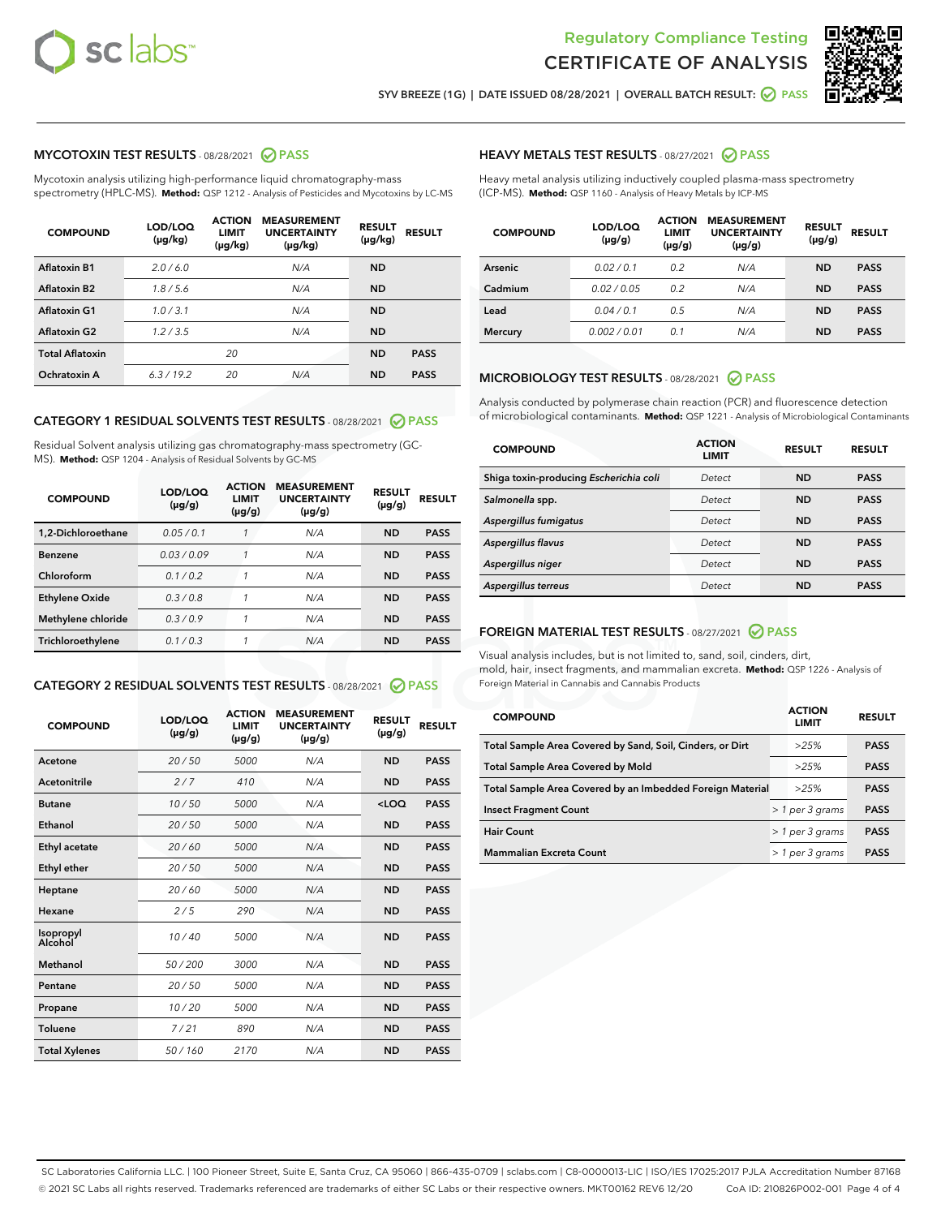# Regulatory Compliance Testing
# CERTIFICATE OF ANALYSIS

SYV BREEZE (1G) | DATE ISSUED 08/28/2021 | OVERALL BATCH RESULT: PASS

## MYCOTOXIN TEST RESULTS - 08/28/2021 PASS

Mycotoxin analysis utilizing high-performance liquid chromatography-mass spectrometry (HPLC-MS). **Method:** QSP 1212 - Analysis of Pesticides and Mycotoxins by LC-MS

| COMPOUND | LOD/LOQ (μg/kg) | ACTION LIMIT (μg/kg) | MEASUREMENT UNCERTAINTY (μg/kg) | RESULT (μg/kg) | RESULT |
|---|---|---|---|---|---|
| Aflatoxin B1 | 2.0 / 6.0 | | N/A | ND | |
| Aflatoxin B2 | 1.8 / 5.6 | | N/A | ND | |
| Aflatoxin G1 | 1.0 / 3.1 | | N/A | ND | |
| Aflatoxin G2 | 1.2 / 3.5 | | N/A | ND | |
| Total Aflatoxin | | 20 | | ND | PASS |
| Ochratoxin A | 6.3 / 19.2 | 20 | N/A | ND | PASS |

## CATEGORY 1 RESIDUAL SOLVENTS TEST RESULTS - 08/28/2021 PASS

Residual Solvent analysis utilizing gas chromatography-mass spectrometry (GC-MS). **Method:** QSP 1204 - Analysis of Residual Solvents by GC-MS

| COMPOUND | LOD/LOQ (μg/g) | ACTION LIMIT (μg/g) | MEASUREMENT UNCERTAINTY (μg/g) | RESULT (μg/g) | RESULT |
|---|---|---|---|---|---|
| 1,2-Dichloroethane | 0.05 / 0.1 | 1 | N/A | ND | PASS |
| Benzene | 0.03 / 0.09 | 1 | N/A | ND | PASS |
| Chloroform | 0.1 / 0.2 | 1 | N/A | ND | PASS |
| Ethylene Oxide | 0.3 / 0.8 | 1 | N/A | ND | PASS |
| Methylene chloride | 0.3 / 0.9 | 1 | N/A | ND | PASS |
| Trichloroethylene | 0.1 / 0.3 | 1 | N/A | ND | PASS |

## CATEGORY 2 RESIDUAL SOLVENTS TEST RESULTS - 08/28/2021 PASS

| COMPOUND | LOD/LOQ (μg/g) | ACTION LIMIT (μg/g) | MEASUREMENT UNCERTAINTY (μg/g) | RESULT (μg/g) | RESULT |
|---|---|---|---|---|---|
| Acetone | 20 / 50 | 5000 | N/A | ND | PASS |
| Acetonitrile | 2 / 7 | 410 | N/A | ND | PASS |
| Butane | 10 / 50 | 5000 | N/A | <LOQ | PASS |
| Ethanol | 20 / 50 | 5000 | N/A | ND | PASS |
| Ethyl acetate | 20 / 60 | 5000 | N/A | ND | PASS |
| Ethyl ether | 20 / 50 | 5000 | N/A | ND | PASS |
| Heptane | 20 / 60 | 5000 | N/A | ND | PASS |
| Hexane | 2 / 5 | 290 | N/A | ND | PASS |
| Isopropyl Alcohol | 10 / 40 | 5000 | N/A | ND | PASS |
| Methanol | 50 / 200 | 3000 | N/A | ND | PASS |
| Pentane | 20 / 50 | 5000 | N/A | ND | PASS |
| Propane | 10 / 20 | 5000 | N/A | ND | PASS |
| Toluene | 7 / 21 | 890 | N/A | ND | PASS |
| Total Xylenes | 50 / 160 | 2170 | N/A | ND | PASS |

## HEAVY METALS TEST RESULTS - 08/27/2021 PASS

Heavy metal analysis utilizing inductively coupled plasma-mass spectrometry (ICP-MS). **Method:** QSP 1160 - Analysis of Heavy Metals by ICP-MS

| COMPOUND | LOD/LOQ (μg/g) | ACTION LIMIT (μg/g) | MEASUREMENT UNCERTAINTY (μg/g) | RESULT (μg/g) | RESULT |
|---|---|---|---|---|---|
| Arsenic | 0.02 / 0.1 | 0.2 | N/A | ND | PASS |
| Cadmium | 0.02 / 0.05 | 0.2 | N/A | ND | PASS |
| Lead | 0.04 / 0.1 | 0.5 | N/A | ND | PASS |
| Mercury | 0.002 / 0.01 | 0.1 | N/A | ND | PASS |

## MICROBIOLOGY TEST RESULTS - 08/28/2021 PASS

Analysis conducted by polymerase chain reaction (PCR) and fluorescence detection of microbiological contaminants. **Method:** QSP 1221 - Analysis of Microbiological Contaminants

| COMPOUND | ACTION LIMIT | RESULT | RESULT |
|---|---|---|---|
| Shiga toxin-producing *Escherichia coli* | Detect | ND | PASS |
| *Salmonella* spp. | Detect | ND | PASS |
| *Aspergillus fumigatus* | Detect | ND | PASS |
| *Aspergillus flavus* | Detect | ND | PASS |
| *Aspergillus niger* | Detect | ND | PASS |
| *Aspergillus terreus* | Detect | ND | PASS |

## FOREIGN MATERIAL TEST RESULTS - 08/27/2021 PASS

Visual analysis includes, but is not limited to, sand, soil, cinders, dirt, mold, hair, insect fragments, and mammalian excreta. **Method:** QSP 1226 - Analysis of Foreign Material in Cannabis and Cannabis Products

| COMPOUND | ACTION LIMIT | RESULT |
|---|---|---|
| Total Sample Area Covered by Sand, Soil, Cinders, or Dirt | >25% | PASS |
| Total Sample Area Covered by Mold | >25% | PASS |
| Total Sample Area Covered by an Imbedded Foreign Material | >25% | PASS |
| Insect Fragment Count | > 1 per 3 grams | PASS |
| Hair Count | > 1 per 3 grams | PASS |
| Mammalian Excreta Count | > 1 per 3 grams | PASS |

SC Laboratories California LLC. | 100 Pioneer Street, Suite E, Santa Cruz, CA 95060 | 866-435-0709 | sclabs.com | C8-0000013-LIC | ISO/IES 17025:2017 PJLA Accreditation Number 87168
© 2021 SC Labs all rights reserved. Trademarks referenced are trademarks of either SC Labs or their respective owners. MKT00162 REV6 12/20 CoA ID: 210826P002-001